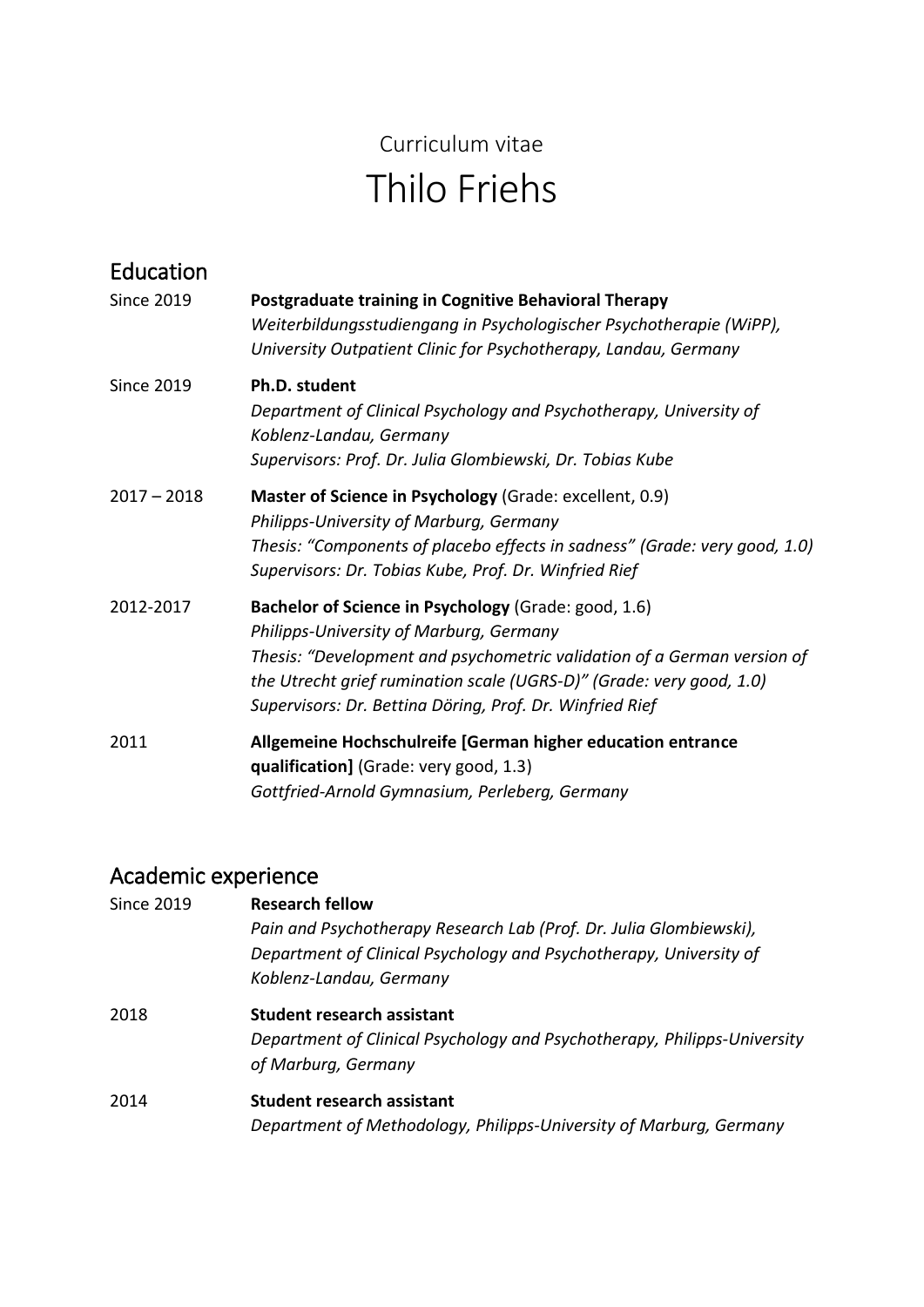Curriculum vitae

# Thilo Friehs

## Education

Since 2019 — **Postgraduate training in Cognitive Behavioral Therapy**
*Weiterbildungsstudiengang in Psychologischer Psychotherapie (WiPP), University Outpatient Clinic for Psychotherapy, Landau, Germany*

Since 2019 — **Ph.D. student**
*Department of Clinical Psychology and Psychotherapy, University of Koblenz-Landau, Germany*
*Supervisors: Prof. Dr. Julia Glombiewski, Dr. Tobias Kube*

2017 – 2018 — **Master of Science in Psychology** (Grade: excellent, 0.9)
*Philipps-University of Marburg, Germany*
*Thesis: "Components of placebo effects in sadness" (Grade: very good, 1.0)*
*Supervisors: Dr. Tobias Kube, Prof. Dr. Winfried Rief*

2012-2017 — **Bachelor of Science in Psychology** (Grade: good, 1.6)
*Philipps-University of Marburg, Germany*
*Thesis: "Development and psychometric validation of a German version of the Utrecht grief rumination scale (UGRS-D)" (Grade: very good, 1.0)*
*Supervisors: Dr. Bettina Döring, Prof. Dr. Winfried Rief*

2011 — **Allgemeine Hochschulreife [German higher education entrance qualification]** (Grade: very good, 1.3)
*Gottfried-Arnold Gymnasium, Perleberg, Germany*

## Academic experience

Since 2019 — **Research fellow**
*Pain and Psychotherapy Research Lab (Prof. Dr. Julia Glombiewski), Department of Clinical Psychology and Psychotherapy, University of Koblenz-Landau, Germany*

2018 — **Student research assistant**
*Department of Clinical Psychology and Psychotherapy, Philipps-University of Marburg, Germany*

2014 — **Student research assistant**
*Department of Methodology, Philipps-University of Marburg, Germany*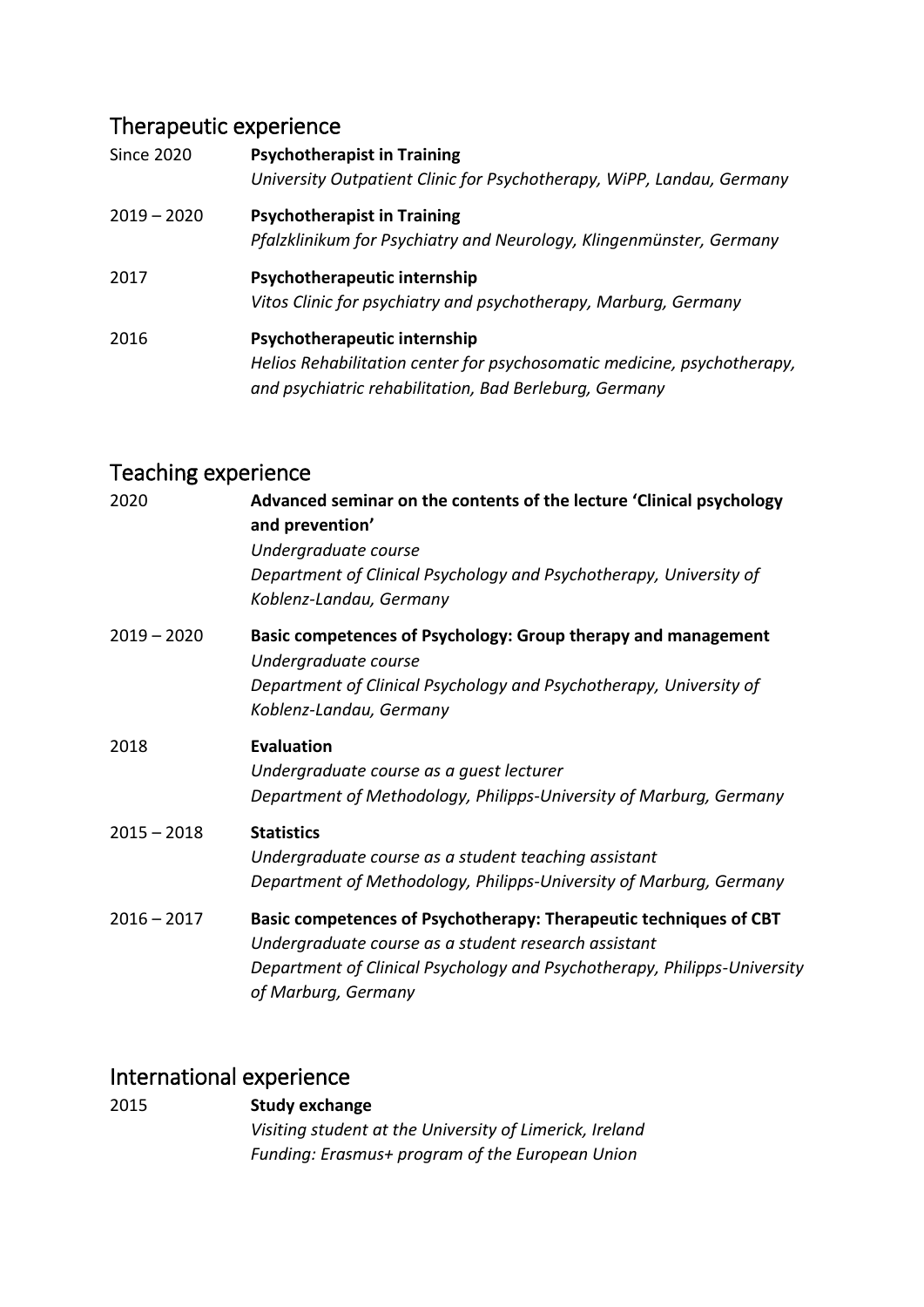## Therapeutic experience

Since 2020 **Psychotherapist in Training**
*University Outpatient Clinic for Psychotherapy, WiPP, Landau, Germany*

2019 – 2020 **Psychotherapist in Training**
*Pfalzklinikum for Psychiatry and Neurology, Klingenmünster, Germany*

2017 **Psychotherapeutic internship**
*Vitos Clinic for psychiatry and psychotherapy, Marburg, Germany*

2016 **Psychotherapeutic internship**
*Helios Rehabilitation center for psychosomatic medicine, psychotherapy, and psychiatric rehabilitation, Bad Berleburg, Germany*

## Teaching experience

2020 **Advanced seminar on the contents of the lecture 'Clinical psychology and prevention'**
*Undergraduate course*
*Department of Clinical Psychology and Psychotherapy, University of Koblenz-Landau, Germany*

2019 – 2020 **Basic competences of Psychology: Group therapy and management**
*Undergraduate course*
*Department of Clinical Psychology and Psychotherapy, University of Koblenz-Landau, Germany*

2018 **Evaluation**
*Undergraduate course as a guest lecturer*
*Department of Methodology, Philipps-University of Marburg, Germany*

2015 – 2018 **Statistics**
*Undergraduate course as a student teaching assistant*
*Department of Methodology, Philipps-University of Marburg, Germany*

2016 – 2017 **Basic competences of Psychotherapy: Therapeutic techniques of CBT**
*Undergraduate course as a student research assistant*
*Department of Clinical Psychology and Psychotherapy, Philipps-University of Marburg, Germany*

## International experience

2015 **Study exchange**
*Visiting student at the University of Limerick, Ireland*
*Funding: Erasmus+ program of the European Union*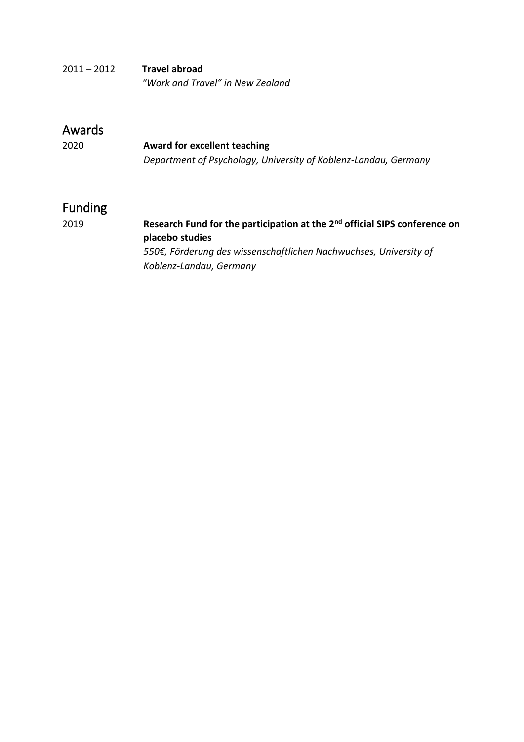2011 – 2012 **Travel abroad**
*"Work and Travel" in New Zealand*

## Awards

2020 **Award for excellent teaching**
*Department of Psychology, University of Koblenz-Landau, Germany*

## Funding

2019 **Research Fund for the participation at the 2nd official SIPS conference on placebo studies**
*550€, Förderung des wissenschaftlichen Nachwuchses, University of Koblenz-Landau, Germany*